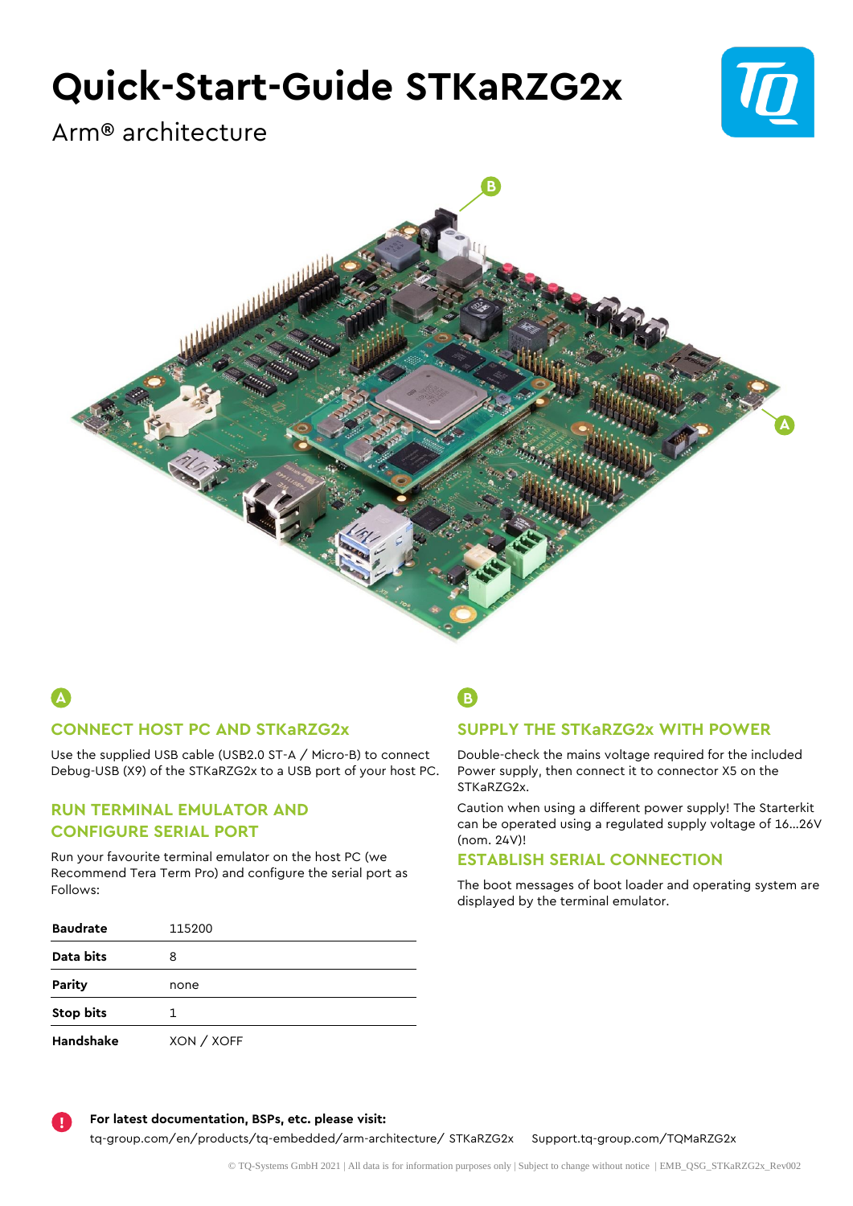# Quick-Start-Guide STKaRZG2x

Arm® architecture

A

## CONNECT HOST PC AND STKaRZG2x

Use the supplied USB cable (USB2.0 ST-A / Micro-B) to connect Debug-USB (X9) of the STKaRZG2x to a USB port of your host PC.

## RUN TERMINAL EMULATOR AND CONFIGURE SERIAL PORT

Run your favourite terminal emulator on the host PC (we Recommend Tera Term Pro) and configure the serial port as Follows:

| | |
|---|---|
| **Baudrate** | 115200 |
| **Data bits** | 8 |
| **Parity** | none |
| **Stop bits** | 1 |
| **Handshake** | XON / XOFF |

B

## SUPPLY THE STKaRZG2x WITH POWER

Double-check the mains voltage required for the included Power supply, then connect it to connector X5 on the STKaRZG2x.

Caution when using a different power supply! The Starterkit can be operated using a regulated supply voltage of 16…26V (nom. 24V)!

## ESTABLISH SERIAL CONNECTION

The boot messages of boot loader and operating system are displayed by the terminal emulator.

**For latest documentation, BSPs, etc. please visit:**

tq-group.com/en/products/tq-embedded/arm-architecture/ STKaRZG2x     Support.tq-group.com/TQMaRZG2x

© TQ-Systems GmbH 2021 | All data is for information purposes only | Subject to change without notice | EMB_QSG_STKaRZG2x_Rev002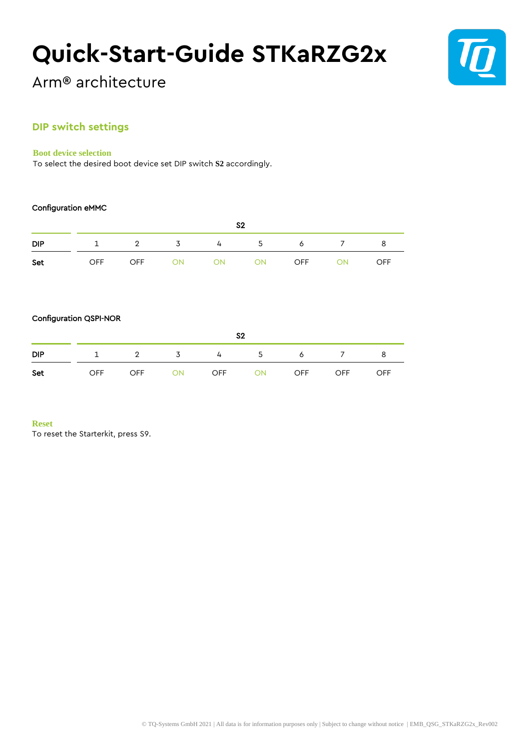# Quick-Start-Guide STKaRZG2x

Arm® architecture

## DIP switch settings

### Boot device selection

To select the desired boot device set DIP switch **S2** accordingly.

Configuration eMMC

| | S2 | | | | | | | |
|---|---|---|---|---|---|---|---|---|
| **DIP** | 1 | 2 | 3 | 4 | 5 | 6 | 7 | 8 |
| **Set** | OFF | OFF | ON | ON | ON | OFF | ON | OFF |

Configuration QSPI-NOR

| | S2 | | | | | | | |
|---|---|---|---|---|---|---|---|---|
| **DIP** | 1 | 2 | 3 | 4 | 5 | 6 | 7 | 8 |
| **Set** | OFF | OFF | ON | OFF | ON | OFF | OFF | OFF |

### Reset

To reset the Starterkit, press S9.

© TQ-Systems GmbH 2021 | All data is for information purposes only | Subject to change without notice | EMB_QSG_STKaRZG2x_Rev002